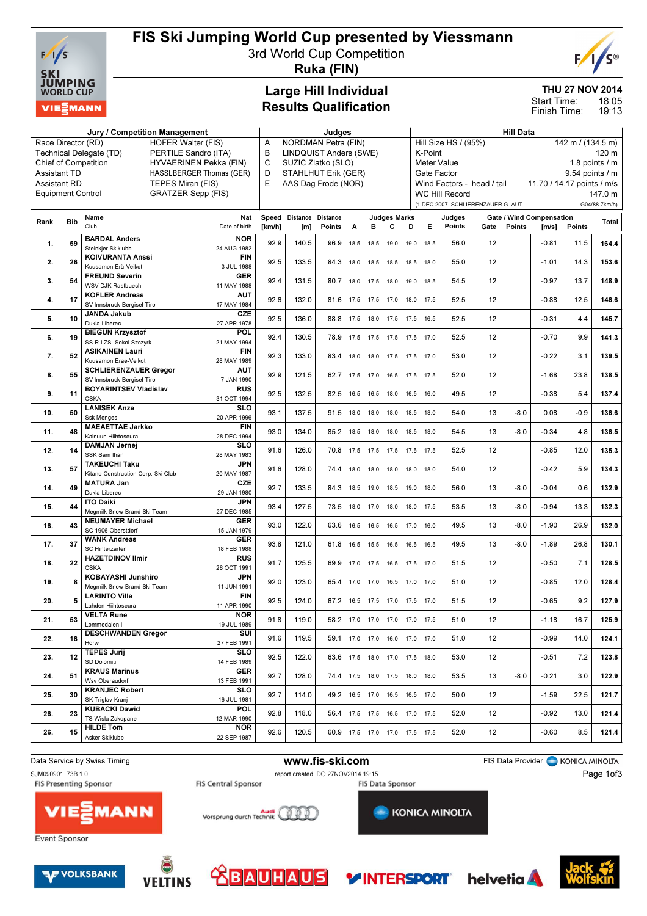# FIS Ski Jumping World Cup presented by Viessmann

3rd World Cup Competition

**Ruka (FIN)**

## Large Hill Individual
## Results Qualification

THU 27 NOV 2014
Start Time: 18:05
Finish Time: 19:13

| Jury / Competition Management | | Judges | | Hill Data | |
|---|---|---|---|---|---|
| Race Director (RD) | HOFER Walter (FIS) | A | NORDMAN Petra (FIN) | Hill Size HS / (95%) | 142 m / (134.5 m) |
| Technical Delegate (TD) | PERTILE Sandro (ITA) | B | LINDQUIST Anders (SWE) | K-Point | 120 m |
| Chief of Competition | HYVAERINEN Pekka (FIN) | C | SUZIC Zlatko (SLO) | Meter Value | 1.8 points / m |
| Assistant TD | HASSLBERGER Thomas (GER) | D | STAHLHUT Erik (GER) | Gate Factor | 9.54 points / m |
| Assistant RD | TEPES Miran (FIS) | E | AAS Dag Frode (NOR) | Wind Factors - head / tail | 11.70 / 14.17 points / m/s |
| Equipment Control | GRATZER Sepp (FIS) | | | WC Hill Record | 147.0 m |
| | | | | (1 DEC 2007 SCHLIERENZAUER G. AUT | G04/88.7km/h) |

| Rank | Bib | Name / Club | Nat / Date of birth | Speed [km/h] | Distance [m] | Distance Points | A | B | C | D | E | Judges Points | Gate | Gate Points | Wind [m/s] | Wind Points | Total |
|---|---|---|---|---|---|---|---|---|---|---|---|---|---|---|---|---|---|
| 1. | 59 | BARDAL Anders / Steinkjer Skiklubb | NOR / 24 AUG 1982 | 92.9 | 140.5 | 96.9 | 18.5 | 18.5 | 19.0 | 19.0 | 18.5 | 56.0 | 12 | | -0.81 | 11.5 | 164.4 |
| 2. | 26 | KOIVURANTA Anssi / Kuusamon Erä-Veikot | FIN / 3 JUL 1988 | 92.5 | 133.5 | 84.3 | 18.0 | 18.5 | 18.5 | 18.5 | 18.0 | 55.0 | 12 | | -1.01 | 14.3 | 153.6 |
| 3. | 54 | FREUND Severin / WSV DJK Rastbuechl | GER / 11 MAY 1988 | 92.4 | 131.5 | 80.7 | 18.0 | 17.5 | 18.0 | 19.0 | 18.5 | 54.5 | 12 | | -0.97 | 13.7 | 148.9 |
| 4. | 17 | KOFLER Andreas / SV Innsbruck-Bergisel-Tirol | AUT / 17 MAY 1984 | 92.6 | 132.0 | 81.6 | 17.5 | 17.5 | 17.0 | 18.0 | 17.5 | 52.5 | 12 | | -0.88 | 12.5 | 146.6 |
| 5. | 10 | JANDA Jakub / Dukla Liberec | CZE / 27 APR 1978 | 92.5 | 136.0 | 88.8 | 17.5 | 18.0 | 17.5 | 17.5 | 16.5 | 52.5 | 12 | | -0.31 | 4.4 | 145.7 |
| 6. | 19 | BIEGUN Krzysztof / SS-R LZS Sokol Szczyrk | POL / 21 MAY 1994 | 92.4 | 130.5 | 78.9 | 17.5 | 17.5 | 17.5 | 17.5 | 17.0 | 52.5 | 12 | | -0.70 | 9.9 | 141.3 |
| 7. | 52 | ASIKAINEN Lauri / Kuusamon Erae-Veikot | FIN / 28 MAY 1989 | 92.3 | 133.0 | 83.4 | 18.0 | 18.0 | 17.5 | 17.5 | 17.0 | 53.0 | 12 | | -0.22 | 3.1 | 139.5 |
| 8. | 55 | SCHLIERENZAUER Gregor / SV Innsbruck-Bergisel-Tirol | AUT / 7 JAN 1990 | 92.9 | 121.5 | 62.7 | 17.5 | 17.0 | 16.5 | 17.5 | 17.5 | 52.0 | 12 | | -1.68 | 23.8 | 138.5 |
| 9. | 11 | BOYARINTSEV Vladislav / CSKA | RUS / 31 OCT 1994 | 92.5 | 132.5 | 82.5 | 16.5 | 16.5 | 18.0 | 16.5 | 16.0 | 49.5 | 12 | | -0.38 | 5.4 | 137.4 |
| 10. | 50 | LANISEK Anze / Ssk Menges | SLO / 20 APR 1996 | 93.1 | 137.5 | 91.5 | 18.0 | 18.0 | 18.0 | 18.5 | 18.0 | 54.0 | 13 | -8.0 | 0.08 | -0.9 | 136.6 |
| 11. | 48 | MAEAETTAE Jarkko / Kainuun Hiihtoseura | FIN / 28 DEC 1994 | 93.0 | 134.0 | 85.2 | 18.5 | 18.0 | 18.0 | 18.5 | 18.0 | 54.5 | 13 | -8.0 | -0.34 | 4.8 | 136.5 |
| 12. | 14 | DAMJAN Jernej / SSK Sam Ihan | SLO / 28 MAY 1983 | 91.6 | 126.0 | 70.8 | 17.5 | 17.5 | 17.5 | 17.5 | 17.5 | 52.5 | 12 | | -0.85 | 12.0 | 135.3 |
| 13. | 57 | TAKEUCHI Taku / Kitano Construction Corp. Ski Club | JPN / 20 MAY 1987 | 91.6 | 128.0 | 74.4 | 18.0 | 18.0 | 18.0 | 18.0 | 18.0 | 54.0 | 12 | | -0.42 | 5.9 | 134.3 |
| 14. | 49 | MATURA Jan / Dukla Liberec | CZE / 29 JAN 1980 | 92.7 | 133.5 | 84.3 | 18.5 | 19.0 | 18.5 | 19.0 | 18.0 | 56.0 | 13 | -8.0 | -0.04 | 0.6 | 132.9 |
| 15. | 44 | ITO Daiki / Megmilk Snow Brand Ski Team | JPN / 27 DEC 1985 | 93.4 | 127.5 | 73.5 | 18.0 | 17.0 | 18.0 | 18.0 | 17.5 | 53.5 | 13 | -8.0 | -0.94 | 13.3 | 132.3 |
| 16. | 43 | NEUMAYER Michael / SC 1906 Oberstdorf | GER / 15 JAN 1979 | 93.0 | 122.0 | 63.6 | 16.5 | 16.5 | 16.5 | 17.0 | 16.0 | 49.5 | 13 | -8.0 | -1.90 | 26.9 | 132.0 |
| 17. | 37 | WANK Andreas / SC Hinterzarten | GER / 18 FEB 1988 | 93.8 | 121.0 | 61.8 | 16.5 | 15.5 | 16.5 | 16.5 | 16.5 | 49.5 | 13 | -8.0 | -1.89 | 26.8 | 130.1 |
| 18. | 22 | HAZETDINOV Ilmir / CSKA | RUS / 28 OCT 1991 | 91.7 | 125.5 | 69.9 | 17.0 | 17.5 | 16.5 | 17.5 | 17.0 | 51.5 | 12 | | -0.50 | 7.1 | 128.5 |
| 19. | 8 | KOBAYASHI Junshiro / Megmilk Snow Brand Ski Team | JPN / 11 JUN 1991 | 92.0 | 123.0 | 65.4 | 17.0 | 17.0 | 16.5 | 17.0 | 17.0 | 51.0 | 12 | | -0.85 | 12.0 | 128.4 |
| 20. | 5 | LARINTO Ville / Lahden Hiihtoseura | FIN / 11 APR 1990 | 92.5 | 124.0 | 67.2 | 16.5 | 17.5 | 17.0 | 17.5 | 17.0 | 51.5 | 12 | | -0.65 | 9.2 | 127.9 |
| 21. | 53 | VELTA Rune / Lommedalen Il | NOR / 19 JUL 1989 | 91.8 | 119.0 | 58.2 | 17.0 | 17.0 | 17.0 | 17.0 | 17.5 | 51.0 | 12 | | -1.18 | 16.7 | 125.9 |
| 22. | 16 | DESCHWANDEN Gregor / Horw | SUI / 27 FEB 1991 | 91.6 | 119.5 | 59.1 | 17.0 | 17.0 | 16.0 | 17.0 | 17.0 | 51.0 | 12 | | -0.99 | 14.0 | 124.1 |
| 23. | 12 | TEPES Jurij / SD Dolomiti | SLO / 14 FEB 1989 | 92.5 | 122.0 | 63.6 | 17.5 | 18.0 | 17.0 | 17.5 | 18.0 | 53.0 | 12 | | -0.51 | 7.2 | 123.8 |
| 24. | 51 | KRAUS Marinus / Wsv Oberaudorf | GER / 13 FEB 1991 | 92.7 | 128.0 | 74.4 | 17.5 | 18.0 | 17.5 | 18.0 | 18.0 | 53.5 | 13 | -8.0 | -0.21 | 3.0 | 122.9 |
| 25. | 30 | KRANJEC Robert / SK Triglav Kranj | SLO / 16 JUL 1981 | 92.7 | 114.0 | 49.2 | 16.5 | 17.0 | 16.5 | 16.5 | 17.0 | 50.0 | 12 | | -1.59 | 22.5 | 121.7 |
| 26. | 23 | KUBACKI Dawid / TS Wisla Zakopane | POL / 12 MAR 1990 | 92.8 | 118.0 | 56.4 | 17.5 | 17.5 | 16.5 | 17.0 | 17.5 | 52.0 | 12 | | -0.92 | 13.0 | 121.4 |
| 26. | 15 | HILDE Tom / Asker Skiklubb | NOR / 22 SEP 1987 | 92.6 | 120.5 | 60.9 | 17.5 | 17.0 | 17.0 | 17.5 | 17.5 | 52.0 | 12 | | -0.60 | 8.5 | 121.4 |

Data Service by Swiss Timing — www.fis-ski.com — FIS Data Provider KONICA MINOLTA

SJM090901_73B 1.0 — report created DO 27NOV2014 19:15

FIS Presenting Sponsor: VIESSMANN — FIS Central Sponsor: Audi Vorsprung durch Technik — FIS Data Sponsor: KONICA MINOLTA

Event Sponsor: VOLKSBANK, VELTINS, BAUHAUS, INTERSPORT, helvetia, Jack Wolfskin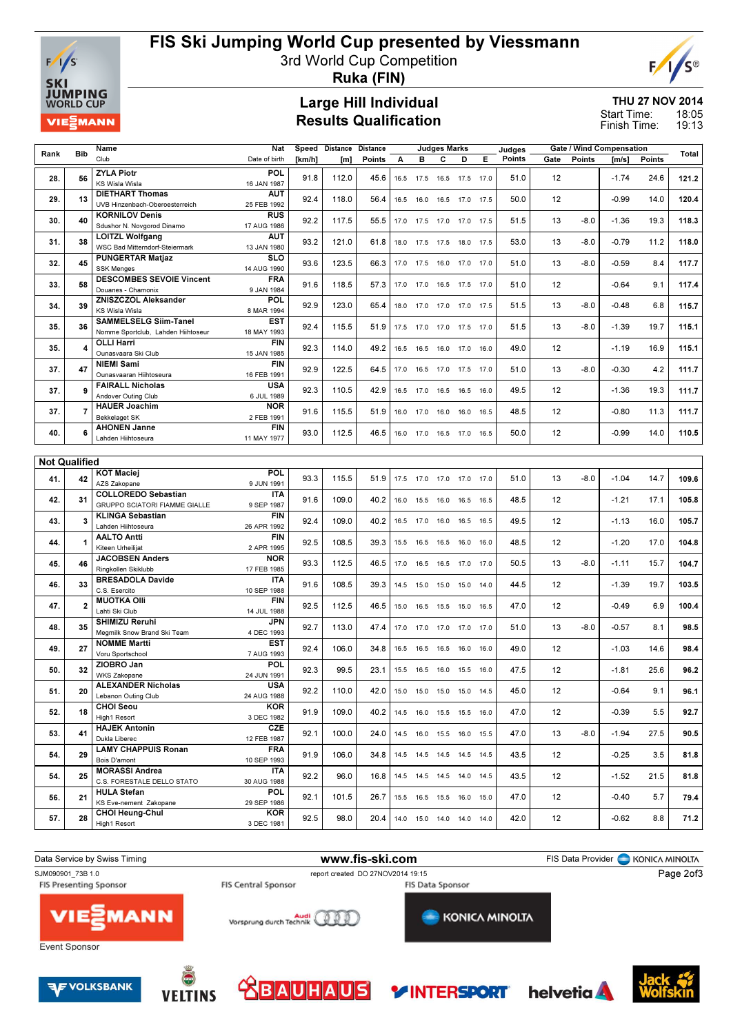# FIS Ski Jumping World Cup presented by Viessmann

3rd World Cup Competition

**Ruka (FIN)**

## Large Hill Individual
## Results Qualification

**THU 27 NOV 2014**
Start Time: 18:05
Finish Time: 19:13

| Rank | Bib | Name / Club | Nat / Date of birth | Speed [km/h] | Distance [m] | Distance Points | A | B | C | D | E | Judges Points | Gate | Gate Points | Wind [m/s] | Wind Points | Total |
|---|---|---|---|---|---|---|---|---|---|---|---|---|---|---|---|---|---|
| 28. | 56 | ZYLA Piotr / KS Wisla Wisla | POL / 16 JAN 1987 | 91.8 | 112.0 | 45.6 | 16.5 | 17.5 | 16.5 | 17.5 | 17.0 | 51.0 | 12 | | -1.74 | 24.6 | 121.2 |
| 29. | 13 | DIETHART Thomas / UVB Hinzenbach-Oberoesterreich | AUT / 25 FEB 1992 | 92.4 | 118.0 | 56.4 | 16.5 | 16.0 | 16.5 | 17.0 | 17.5 | 50.0 | 12 | | -0.99 | 14.0 | 120.4 |
| 30. | 40 | KORNILOV Denis / Sdushor N. Novgorod Dinamo | RUS / 17 AUG 1986 | 92.2 | 117.5 | 55.5 | 17.0 | 17.5 | 17.0 | 17.0 | 17.5 | 51.5 | 13 | -8.0 | -1.36 | 19.3 | 118.3 |
| 31. | 38 | LOITZL Wolfgang / WSC Bad Mitterndorf-Steiermark | AUT / 13 JAN 1980 | 93.2 | 121.0 | 61.8 | 18.0 | 17.5 | 17.5 | 18.0 | 17.5 | 53.0 | 13 | -8.0 | -0.79 | 11.2 | 118.0 |
| 32. | 45 | PUNGERTAR Matjaz / SSK Menges | SLO / 14 AUG 1990 | 93.6 | 123.5 | 66.3 | 17.0 | 17.5 | 16.0 | 17.0 | 17.0 | 51.0 | 13 | -8.0 | -0.59 | 8.4 | 117.7 |
| 33. | 58 | DESCOMBES SEVOIE Vincent / Douanes - Chamonix | FRA / 9 JAN 1984 | 91.6 | 118.5 | 57.3 | 17.0 | 17.0 | 16.5 | 17.5 | 17.0 | 51.0 | 12 | | -0.64 | 9.1 | 117.4 |
| 34. | 39 | ZNISZCZOL Aleksander / KS Wisla Wisla | POL / 8 MAR 1994 | 92.9 | 123.0 | 65.4 | 18.0 | 17.0 | 17.0 | 17.0 | 17.5 | 51.5 | 13 | -8.0 | -0.48 | 6.8 | 115.7 |
| 35. | 36 | SAMMELSELG Siim-Tanel / Nomme Sportclub, Lahden Hiihtoseur | EST / 18 MAY 1993 | 92.4 | 115.5 | 51.9 | 17.5 | 17.0 | 17.0 | 17.5 | 17.0 | 51.5 | 13 | -8.0 | -1.39 | 19.7 | 115.1 |
| 35. | 4 | OLLI Harri / Ounasvaara Ski Club | FIN / 15 JAN 1985 | 92.3 | 114.0 | 49.2 | 16.5 | 16.5 | 16.0 | 17.0 | 16.0 | 49.0 | 12 | | -1.19 | 16.9 | 115.1 |
| 37. | 47 | NIEMI Sami / Ounasvaaran Hiihtoseura | FIN / 16 FEB 1991 | 92.9 | 122.5 | 64.5 | 17.0 | 16.5 | 17.0 | 17.5 | 17.0 | 51.0 | 13 | -8.0 | -0.30 | 4.2 | 111.7 |
| 37. | 9 | FAIRALL Nicholas / Andover Outing Club | USA / 6 JUL 1989 | 92.3 | 110.5 | 42.9 | 16.5 | 17.0 | 16.5 | 16.5 | 16.0 | 49.5 | 12 | | -1.36 | 19.3 | 111.7 |
| 37. | 7 | HAUER Joachim / Bekkelaget SK | NOR / 2 FEB 1991 | 91.6 | 115.5 | 51.9 | 16.0 | 17.0 | 16.0 | 16.0 | 16.5 | 48.5 | 12 | | -0.80 | 11.3 | 111.7 |
| 40. | 6 | AHONEN Janne / Lahden Hiihtoseura | FIN / 11 MAY 1977 | 93.0 | 112.5 | 46.5 | 16.0 | 17.0 | 16.5 | 17.0 | 16.5 | 50.0 | 12 | | -0.99 | 14.0 | 110.5 |

**Not Qualified**

| Rank | Bib | Name / Club | Nat / Date of birth | Speed [km/h] | Distance [m] | Distance Points | A | B | C | D | E | Judges Points | Gate | Gate Points | Wind [m/s] | Wind Points | Total |
|---|---|---|---|---|---|---|---|---|---|---|---|---|---|---|---|---|---|
| 41. | 42 | KOT Maciej / AZS Zakopane | POL / 9 JUN 1991 | 93.3 | 115.5 | 51.9 | 17.5 | 17.0 | 17.0 | 17.0 | 17.0 | 51.0 | 13 | -8.0 | -1.04 | 14.7 | 109.6 |
| 42. | 31 | COLLOREDO Sebastian / GRUPPO SCIATORI FIAMME GIALLE | ITA / 9 SEP 1987 | 91.6 | 109.0 | 40.2 | 16.0 | 15.5 | 16.0 | 16.5 | 16.5 | 48.5 | 12 | | -1.21 | 17.1 | 105.8 |
| 43. | 3 | KLINGA Sebastian / Lahden Hiihtoseura | FIN / 26 APR 1992 | 92.4 | 109.0 | 40.2 | 16.5 | 17.0 | 16.0 | 16.5 | 16.5 | 49.5 | 12 | | -1.13 | 16.0 | 105.7 |
| 44. | 1 | AALTO Antti / Kiteen Urheilijat | FIN / 2 APR 1995 | 92.5 | 108.5 | 39.3 | 15.5 | 16.5 | 16.5 | 16.0 | 16.0 | 48.5 | 12 | | -1.20 | 17.0 | 104.8 |
| 45. | 46 | JACOBSEN Anders / Ringkollen Skiklubb | NOR / 17 FEB 1985 | 93.3 | 112.5 | 46.5 | 17.0 | 16.5 | 16.5 | 17.0 | 17.0 | 50.5 | 13 | -8.0 | -1.11 | 15.7 | 104.7 |
| 46. | 33 | BRESADOLA Davide / C.S. Esercito | ITA / 10 SEP 1988 | 91.6 | 108.5 | 39.3 | 14.5 | 15.0 | 15.0 | 15.0 | 14.0 | 44.5 | 12 | | -1.39 | 19.7 | 103.5 |
| 47. | 2 | MUOTKA Olli / Lahti Ski Club | FIN / 14 JUL 1988 | 92.5 | 112.5 | 46.5 | 15.0 | 16.5 | 15.5 | 15.0 | 16.5 | 47.0 | 12 | | -0.49 | 6.9 | 100.4 |
| 48. | 35 | SHIMIZU Reruhi / Megmilk Snow Brand Ski Team | JPN / 4 DEC 1993 | 92.7 | 113.0 | 47.4 | 17.0 | 17.0 | 17.0 | 17.0 | 17.0 | 51.0 | 13 | -8.0 | -0.57 | 8.1 | 98.5 |
| 49. | 27 | NOMME Martti / Voru Sportschool | EST / 7 AUG 1993 | 92.4 | 106.0 | 34.8 | 16.5 | 16.5 | 16.5 | 16.0 | 16.0 | 49.0 | 12 | | -1.03 | 14.6 | 98.4 |
| 50. | 32 | ZIOBRO Jan / WKS Zakopane | POL / 24 JUN 1991 | 92.3 | 99.5 | 23.1 | 15.5 | 16.5 | 16.0 | 15.5 | 16.0 | 47.5 | 12 | | -1.81 | 25.6 | 96.2 |
| 51. | 20 | ALEXANDER Nicholas / Lebanon Outing Club | USA / 24 AUG 1988 | 92.2 | 110.0 | 42.0 | 15.0 | 15.0 | 15.0 | 15.0 | 14.5 | 45.0 | 12 | | -0.64 | 9.1 | 96.1 |
| 52. | 18 | CHOI Seou / High1 Resort | KOR / 3 DEC 1982 | 91.9 | 109.0 | 40.2 | 14.5 | 16.0 | 15.5 | 15.5 | 16.0 | 47.0 | 12 | | -0.39 | 5.5 | 92.7 |
| 53. | 41 | HAJEK Antonin / Dukla Liberec | CZE / 12 FEB 1987 | 92.1 | 100.0 | 24.0 | 14.5 | 16.0 | 15.5 | 16.0 | 15.5 | 47.0 | 13 | -8.0 | -1.94 | 27.5 | 90.5 |
| 54. | 29 | LAMY CHAPPUIS Ronan / Bois D'amont | FRA / 10 SEP 1993 | 91.9 | 106.0 | 34.8 | 14.5 | 14.5 | 14.5 | 14.5 | 14.5 | 43.5 | 12 | | -0.25 | 3.5 | 81.8 |
| 54. | 25 | MORASSI Andrea / C.S. FORESTALE DELLO STATO | ITA / 30 AUG 1988 | 92.2 | 96.0 | 16.8 | 14.5 | 14.5 | 14.5 | 14.0 | 14.5 | 43.5 | 12 | | -1.52 | 21.5 | 81.8 |
| 56. | 21 | HULA Stefan / KS Eve-nement Zakopane | POL / 29 SEP 1986 | 92.1 | 101.5 | 26.7 | 15.5 | 16.5 | 15.5 | 16.0 | 15.0 | 47.0 | 12 | | -0.40 | 5.7 | 79.4 |
| 57. | 28 | CHOI Heung-Chul / High1 Resort | KOR / 3 DEC 1981 | 92.5 | 98.0 | 20.4 | 14.0 | 15.0 | 14.0 | 14.0 | 14.0 | 42.0 | 12 | | -0.62 | 8.8 | 71.2 |

Data Service by Swiss Timing — www.fis-ski.com — FIS Data Provider KONICA MINOLTA

SJM090901_73B 1.0 — report created DO 27NOV2014 19:15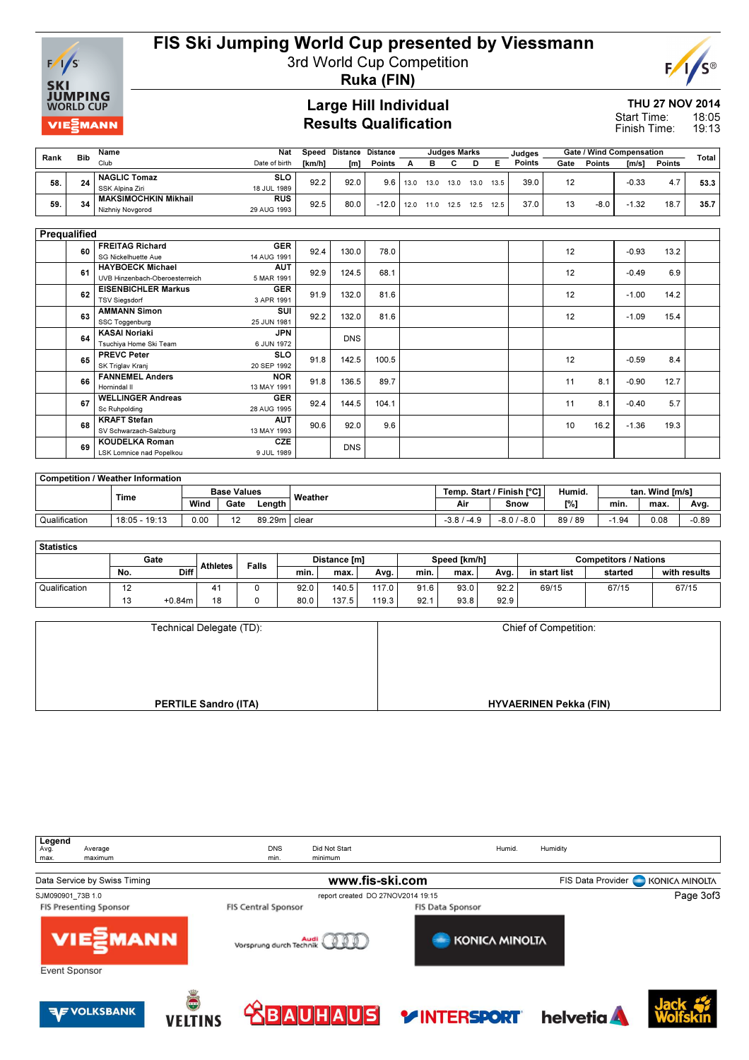# FIS Ski Jumping World Cup presented by Viessmann

3rd World Cup Competition

**Ruka (FIN)**

## Large Hill Individual
## Results Qualification

THU 27 NOV 2014

Start Time: 18:05

Finish Time: 19:13

| Rank | Bib | Name / Club | Nat / Date of birth | Speed [km/h] | Distance [m] | Distance Points | A | B | C | D | E | Judges Points | Gate | Gate Points | Wind [m/s] | Wind Points | Total |
|---|---|---|---|---|---|---|---|---|---|---|---|---|---|---|---|---|---|
| 58. | 24 | NAGLIC Tomaz<br>SSK Alpina Ziri | SLO<br>18 JUL 1989 | 92.2 | 92.0 | 9.6 | 13.0 | 13.0 | 13.0 | 13.0 | 13.5 | 39.0 | 12 | | -0.33 | 4.7 | 53.3 |
| 59. | 34 | MAKSIMOCHKIN Mikhail<br>Nizhny Novgorod | RUS<br>29 AUG 1993 | 92.5 | 80.0 | -12.0 | 12.0 | 11.0 | 12.5 | 12.5 | 12.5 | 37.0 | 13 | -8.0 | -1.32 | 18.7 | 35.7 |

### Prequalified

| Rank | Bib | Name / Club | Nat / Date of birth | Speed [km/h] | Distance [m] | Distance Points | A | B | C | D | E | Judges Points | Gate | Gate Points | Wind [m/s] | Wind Points | Total |
|---|---|---|---|---|---|---|---|---|---|---|---|---|---|---|---|---|---|
| | 60 | FREITAG Richard<br>SG Nickelhuette Aue | GER<br>14 AUG 1991 | 92.4 | 130.0 | 78.0 | | | | | | | 12 | | -0.93 | 13.2 | |
| | 61 | HAYBOECK Michael<br>UVB Hinzenbach-Oberoesterreich | AUT<br>5 MAR 1991 | 92.9 | 124.5 | 68.1 | | | | | | | 12 | | -0.49 | 6.9 | |
| | 62 | EISENBICHLER Markus<br>TSV Siegsdorf | GER<br>3 APR 1991 | 91.9 | 132.0 | 81.6 | | | | | | | 12 | | -1.00 | 14.2 | |
| | 63 | AMMANN Simon<br>SSC Toggenburg | SUI<br>25 JUN 1981 | 92.2 | 132.0 | 81.6 | | | | | | | 12 | | -1.09 | 15.4 | |
| | 64 | KASAI Noriaki<br>Tsuchiya Home Ski Team | JPN<br>6 JUN 1972 | | DNS | | | | | | | | | | | | |
| | 65 | PREVC Peter<br>SK Triglav Kranj | SLO<br>20 SEP 1992 | 91.8 | 142.5 | 100.5 | | | | | | | 12 | | -0.59 | 8.4 | |
| | 66 | FANNEMEL Anders<br>Hornindal Il | NOR<br>13 MAY 1991 | 91.8 | 136.5 | 89.7 | | | | | | | 11 | 8.1 | -0.90 | 12.7 | |
| | 67 | WELLINGER Andreas<br>Sc Ruhpolding | GER<br>28 AUG 1995 | 92.4 | 144.5 | 104.1 | | | | | | | 11 | 8.1 | -0.40 | 5.7 | |
| | 68 | KRAFT Stefan<br>SV Schwarzach-Salzburg | AUT<br>13 MAY 1993 | 90.6 | 92.0 | 9.6 | | | | | | | 10 | 16.2 | -1.36 | 19.3 | |
| | 69 | KOUDELKA Roman<br>LSK Lomnice nad Popelkou | CZE<br>9 JUL 1989 | | DNS | | | | | | | | | | | | |

### Competition / Weather Information

| | Time | Base Values Wind | Base Values Gate | Base Values Length | Weather | Temp. Air [°C] | Temp. Snow [°C] | Humid. [%] | tan. Wind min. [m/s] | tan. Wind max. [m/s] | tan. Wind Avg. [m/s] |
|---|---|---|---|---|---|---|---|---|---|---|---|
| Qualification | 18:05 - 19:13 | 0.00 | 12 | 89.29m | clear | -3.8 / -4.9 | -8.0 / -8.0 | 89 / 89 | -1.94 | 0.08 | -0.89 |

### Statistics

| | Gate No. | Gate Diff | Athletes | Falls | Distance min. [m] | Distance max. [m] | Distance Avg. [m] | Speed min. [km/h] | Speed max. [km/h] | Speed Avg. [km/h] | in start list | started | with results |
|---|---|---|---|---|---|---|---|---|---|---|---|---|---|
| Qualification | 12 | | 41 | 0 | 92.0 | 140.5 | 117.0 | 91.6 | 93.0 | 92.2 | 69/15 | 67/15 | 67/15 |
| | 13 | +0.84m | 18 | 0 | 80.0 | 137.5 | 119.3 | 92.1 | 93.8 | 92.9 | | | |

| Technical Delegate (TD): | Chief of Competition: |
|---|---|
| **PERTILE Sandro (ITA)** | **HYVAERINEN Pekka (FIN)** |

**Legend**

| | | | | | |
|---|---|---|---|---|---|
| Avg. | Average | DNS | Did Not Start | Humid. | Humidity |
| max. | maximum | min. | minimum | | |

Data Service by Swiss Timing — www.fis-ski.com — FIS Data Provider KONICA MINOLTA

SJM090901_73B 1.0 — report created DO 27NOV2014 19:15